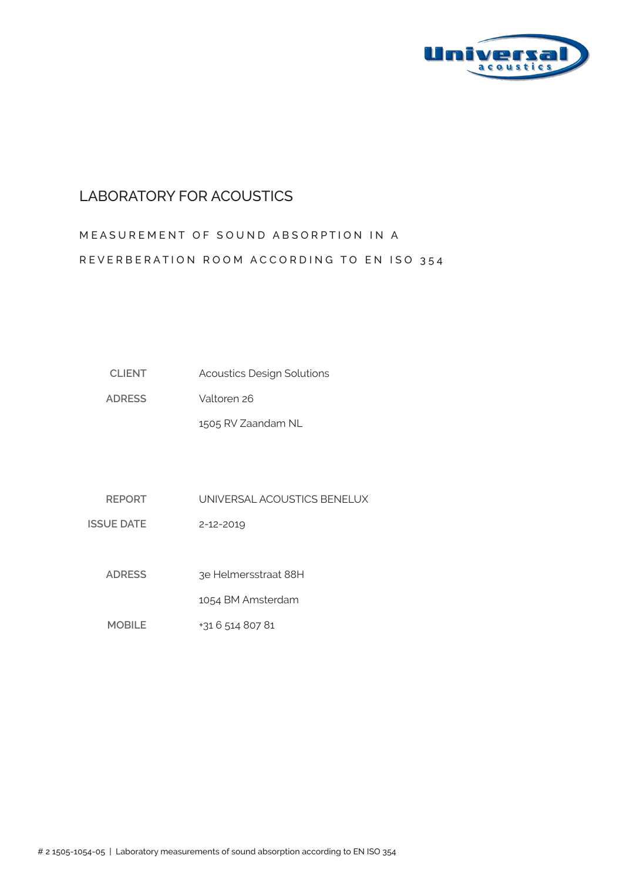# LABORATORY FOR ACOUSTICS

## MEASUREMENT OF SOUND ABSORPTION IN A REVERBERATION ROOM ACCORDING TO EN ISO 354

| | |
|---|---|
| **CLIENT** | Acoustics Design Solutions |
| **ADRESS** | Valtoren 26 |
| | 1505 RV Zaandam NL |

| | |
|---|---|
| **REPORT** | UNIVERSAL ACOUSTICS BENELUX |
| **ISSUE DATE** | 2-12-2019 |
| **ADRESS** | 3e Helmersstraat 88H |
| | 1054 BM Amsterdam |
| **MOBILE** | +31 6 514 807 81 |

# 2 1505-1054-05 | Laboratory measurements of sound absorption according to EN ISO 354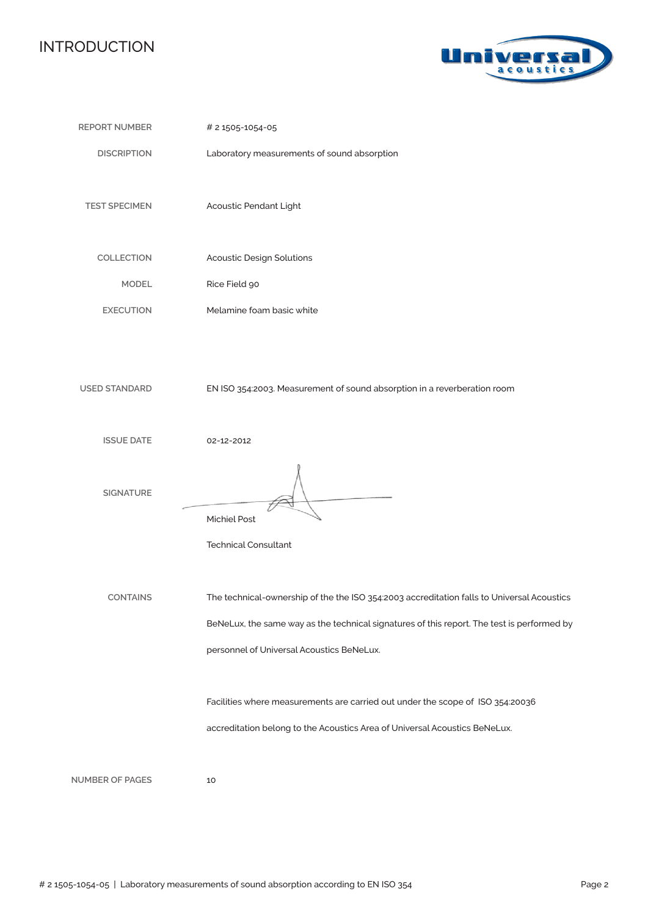# INTRODUCTION

| | |
|---|---|
| REPORT NUMBER | # 2 1505-1054-05 |
| DISCRIPTION | Laboratory measurements of sound absorption |
| TEST SPECIMEN | Acoustic Pendant Light |
| COLLECTION | Acoustic Design Solutions |
| MODEL | Rice Field 90 |
| EXECUTION | Melamine foam basic white |
| USED STANDARD | EN ISO 354:2003. Measurement of sound absorption in a reverberation room |
| ISSUE DATE | 02-12-2012 |
| SIGNATURE | Michiel Post<br>Technical Consultant |
| CONTAINS | The technical-ownership of the the ISO 354:2003 accreditation falls to Universal Acoustics BeNeLux, the same way as the technical signatures of this report. The test is performed by personnel of Universal Acoustics BeNeLux.<br><br>Facilities where measurements are carried out under the scope of ISO 354:20036 accreditation belong to the Acoustics Area of Universal Acoustics BeNeLux. |
| NUMBER OF PAGES | 10 |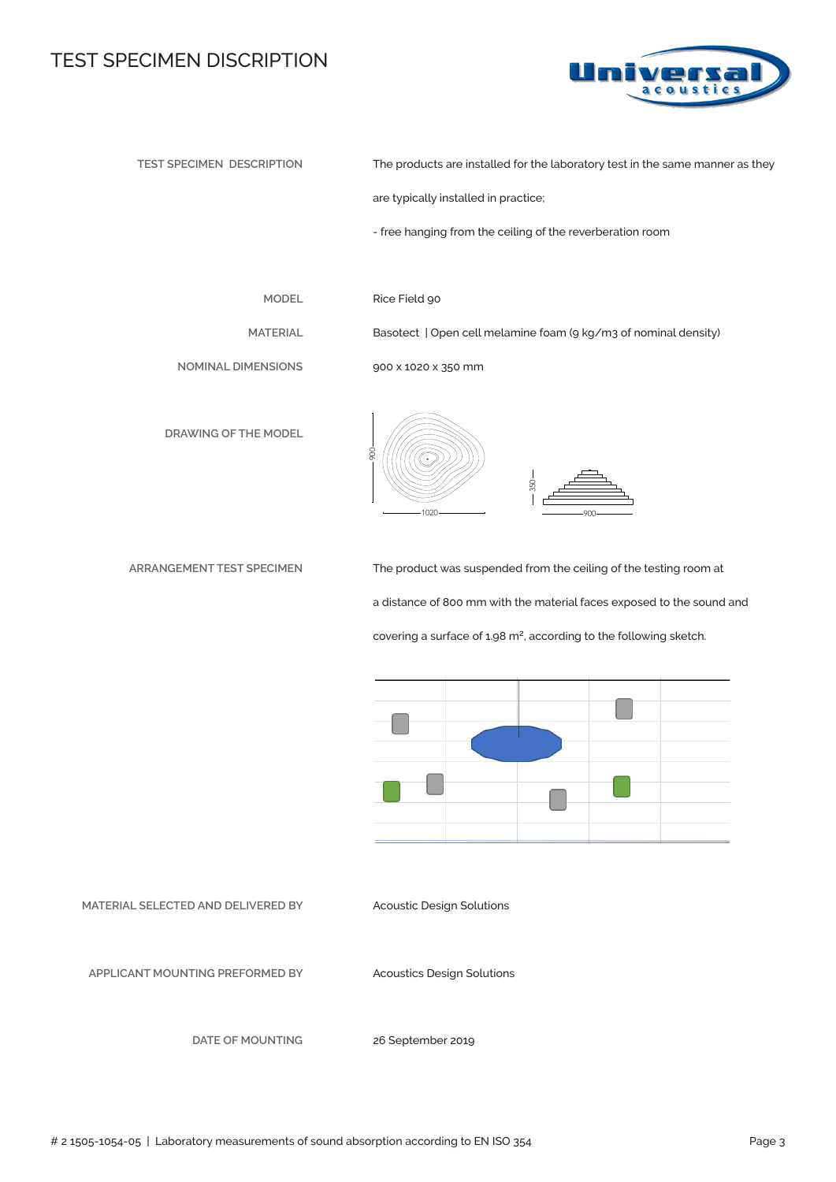# TEST SPECIMEN DISCRIPTION

| | |
|---|---|
| TEST SPECIMEN DESCRIPTION | The products are installed for the laboratory test in the same manner as they are typically installed in practice;<br>- free hanging from the ceiling of the reverberation room |
| MODEL | Rice Field 90 |
| MATERIAL | Basotect \| Open cell melamine foam (9 kg/m3 of nominal density) |
| NOMINAL DIMENSIONS | 900 x 1020 x 350 mm |
| DRAWING OF THE MODEL | |
| ARRANGEMENT TEST SPECIMEN | The product was suspended from the ceiling of the testing room at a distance of 800 mm with the material faces exposed to the sound and covering a surface of 1.98 m², according to the following sketch. |
| MATERIAL SELECTED AND DELIVERED BY | Acoustic Design Solutions |
| APPLICANT MOUNTING PREFORMED BY | Acoustics Design Solutions |
| DATE OF MOUNTING | 26 September 2019 |

# 2 1505-1054-05 | Laboratory measurements of sound absorption according to EN ISO 354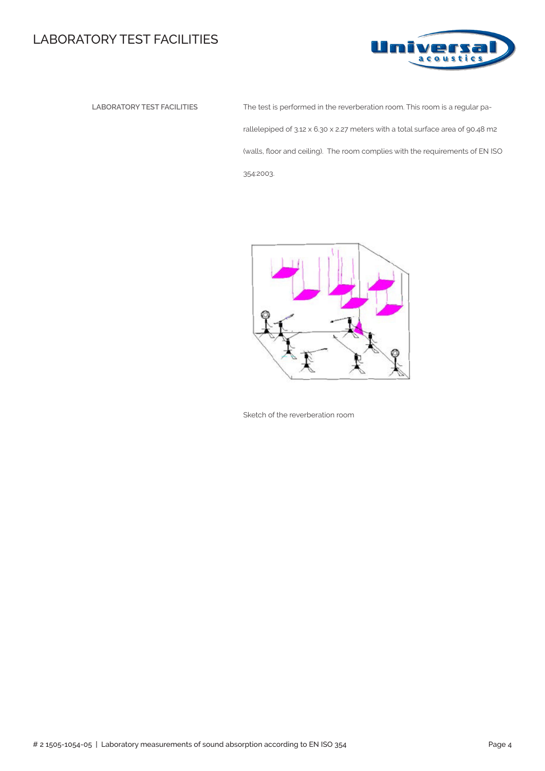# LABORATORY TEST FACILITIES

**LABORATORY TEST FACILITIES**

The test is performed in the reverberation room. This room is a regular parallelepiped of 3.12 x 6.30 x 2.27 meters with a total surface area of 90.48 m2 (walls, floor and ceiling). The room complies with the requirements of EN ISO 354:2003.

Sketch of the reverberation room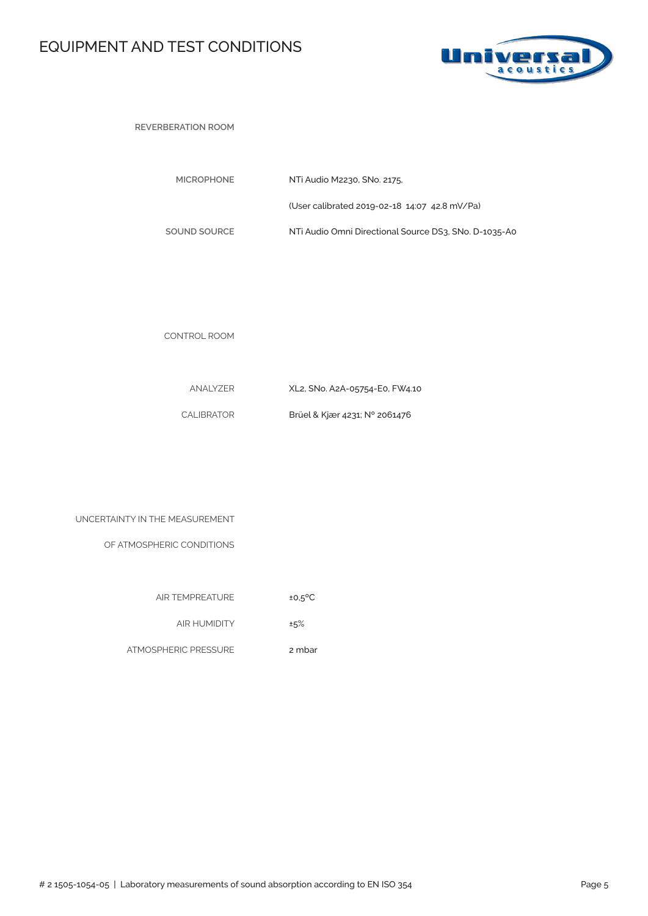# EQUIPMENT AND TEST CONDITIONS

**REVERBERATION ROOM**

| | |
|---|---|
| **MICROPHONE** | NTi Audio M2230, SNo. 2175, |
| | (User calibrated 2019-02-18 14:07 42.8 mV/Pa) |
| **SOUND SOURCE** | NTi Audio Omni Directional Source DS3, SNo. D-1035-A0 |

CONTROL ROOM

| | |
|---|---|
| ANALYZER | XL2, SNo. A2A-05754-E0, FW4.10 |
| CALIBRATOR | Brüel & Kjær 4231; Nº 2061476 |

UNCERTAINTY IN THE MEASUREMENT OF ATMOSPHERIC CONDITIONS

| | |
|---|---|
| AIR TEMPREATURE | ±0,5ºC |
| AIR HUMIDITY | ±5% |
| ATMOSPHERIC PRESSURE | 2 mbar |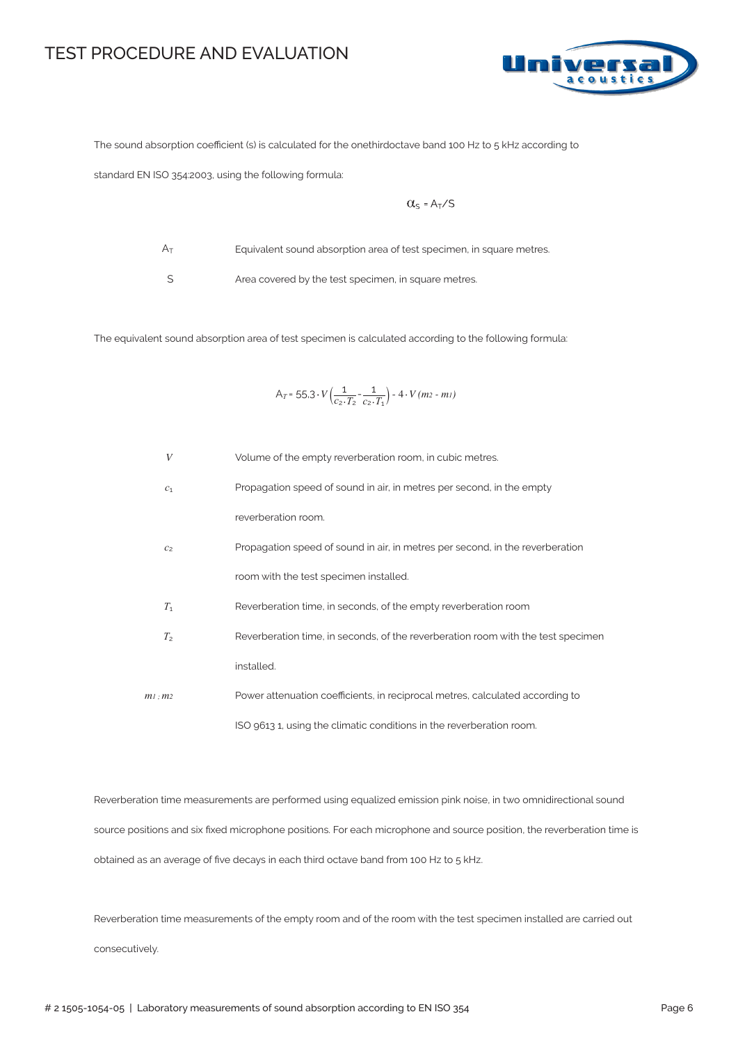# TEST PROCEDURE AND EVALUATION

The sound absorption coefficient (s) is calculated for the onethirdoctave band 100 Hz to 5 kHz according to standard EN ISO 354:2003, using the following formula:

$$\alpha_S = A_T/S$$

| | |
|---|---|
| $A_T$ | Equivalent sound absorption area of test specimen, in square metres. |
| $S$ | Area covered by the test specimen, in square metres. |

The equivalent sound absorption area of test specimen is calculated according to the following formula:

$$A_T = 55{,}3 \cdot V\left(\frac{1}{c_2 \cdot T_2} - \frac{1}{c_2 \cdot T_1}\right) - 4 \cdot V\,(m_2 - m_1)$$

| | |
|---|---|
| $V$ | Volume of the empty reverberation room, in cubic metres. |
| $c_1$ | Propagation speed of sound in air, in metres per second, in the empty reverberation room. |
| $c_2$ | Propagation speed of sound in air, in metres per second, in the reverberation room with the test specimen installed. |
| $T_1$ | Reverberation time, in seconds, of the empty reverberation room |
| $T_2$ | Reverberation time, in seconds, of the reverberation room with the test specimen installed. |
| $m_1$ ; $m_2$ | Power attenuation coefficients, in reciprocal metres, calculated according to ISO 9613 1, using the climatic conditions in the reverberation room. |

Reverberation time measurements are performed using equalized emission pink noise, in two omnidirectional sound source positions and six fixed microphone positions. For each microphone and source position, the reverberation time is obtained as an average of five decays in each third octave band from 100 Hz to 5 kHz.

Reverberation time measurements of the empty room and of the room with the test specimen installed are carried out consecutively.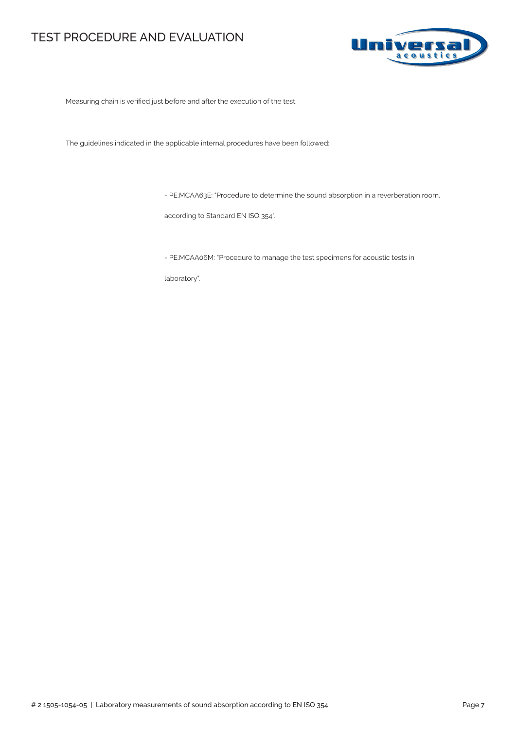# TEST PROCEDURE AND EVALUATION

Measuring chain is verified just before and after the execution of the test.

The guidelines indicated in the applicable internal procedures have been followed:

- PE.MCAA63E: "Procedure to determine the sound absorption in a reverberation room, according to Standard EN ISO 354".

- PE.MCAA06M: "Procedure to manage the test specimens for acoustic tests in laboratory".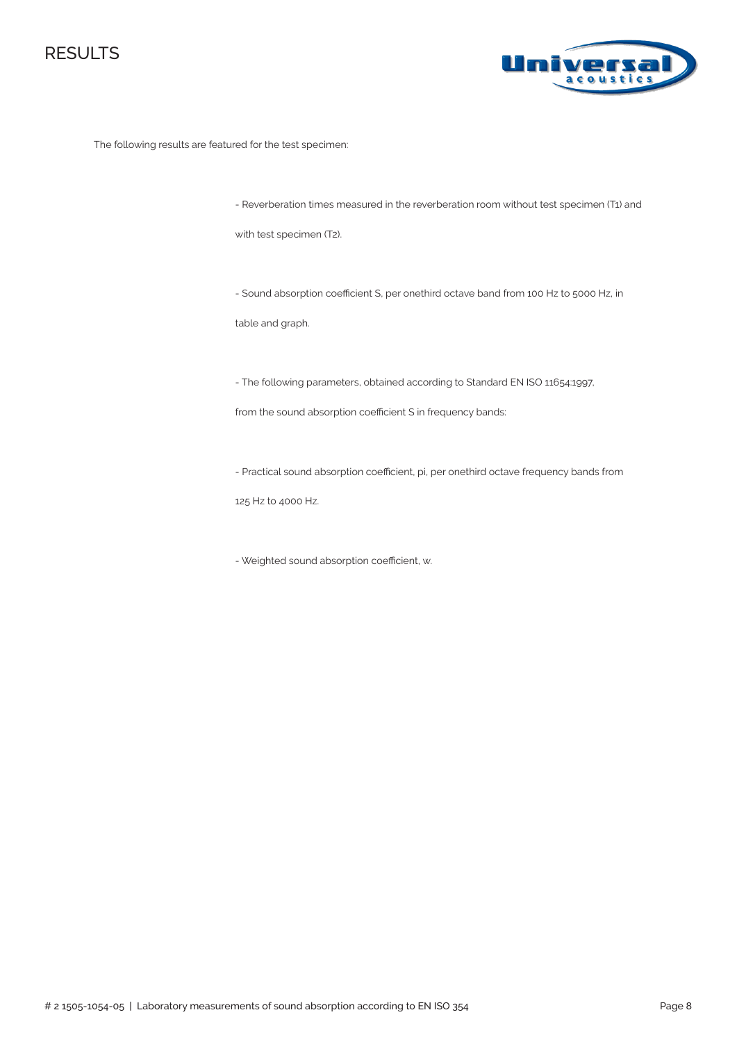# RESULTS

The following results are featured for the test specimen:

- Reverberation times measured in the reverberation room without test specimen (T1) and with test specimen (T2).

- Sound absorption coefficient S, per onethird octave band from 100 Hz to 5000 Hz, in table and graph.

- The following parameters, obtained according to Standard EN ISO 11654:1997, from the sound absorption coefficient S in frequency bands:

- Practical sound absorption coefficient, pi, per onethird octave frequency bands from 125 Hz to 4000 Hz.

- Weighted sound absorption coefficient, w.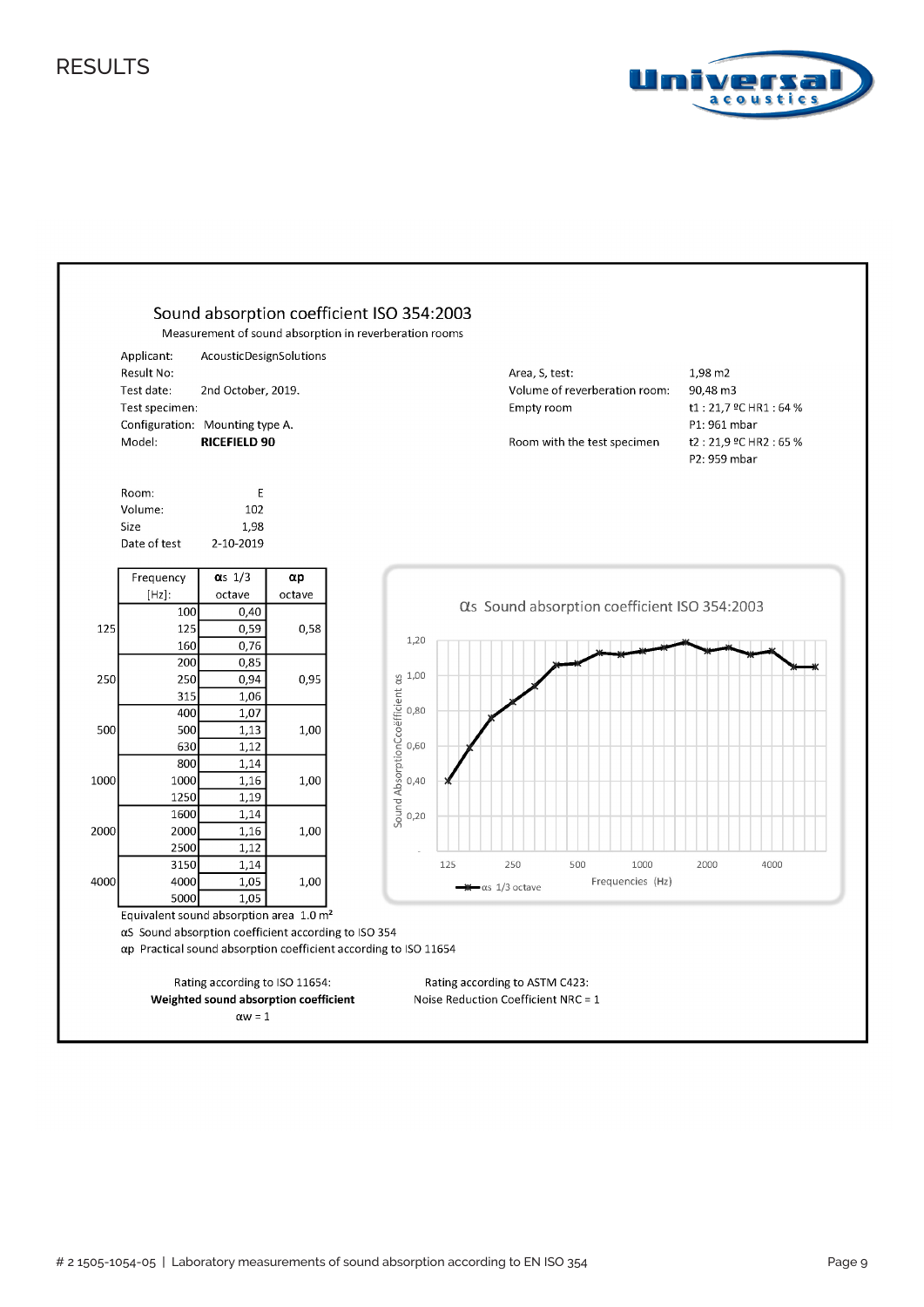# RESULTS

## Sound absorption coefficient ISO 354:2003

Measurement of sound absorption in reverberation rooms

Applicant: AcousticDesignSolutions
Result No:
Test date: 2nd October, 2019.
Test specimen:
Configuration: Mounting type A.
Model: **RICEFIELD 90**

Area, S, test: 1,98 m2
Volume of reverberation room: 90,48 m3
Empty room: t1 : 21,7 ºC HR1 : 64 %
P1: 961 mbar
Room with the test specimen: t2 : 21,9 ºC HR2 : 65 %
P2: 959 mbar

Room: E
Volume: 102
Size: 1,98
Date of test: 2-10-2019

| | Frequency [Hz]: | αs 1/3 octave | αp octave |
|---|---|---|---|
| | 100 | 0,40 | |
| 125 | 125 | 0,59 | 0,58 |
| | 160 | 0,76 | |
| | 200 | 0,85 | |
| 250 | 250 | 0,94 | 0,95 |
| | 315 | 1,06 | |
| | 400 | 1,07 | |
| 500 | 500 | 1,13 | 1,00 |
| | 630 | 1,12 | |
| | 800 | 1,14 | |
| 1000 | 1000 | 1,16 | 1,00 |
| | 1250 | 1,19 | |
| | 1600 | 1,14 | |
| 2000 | 2000 | 1,16 | 1,00 |
| | 2500 | 1,12 | |
| | 3150 | 1,14 | |
| 4000 | 4000 | 1,05 | 1,00 |
| | 5000 | 1,05 | |

αs Sound absorption coefficient ISO 354:2003

Equivalent sound absorption area 1.0 m²

αS Sound absorption coefficient according to ISO 354

αp Practical sound absorption coefficient according to ISO 11654

Rating according to ISO 11654:
**Weighted sound absorption coefficient**
αw = 1

Rating according to ASTM C423:
Noise Reduction Coefficient NRC = 1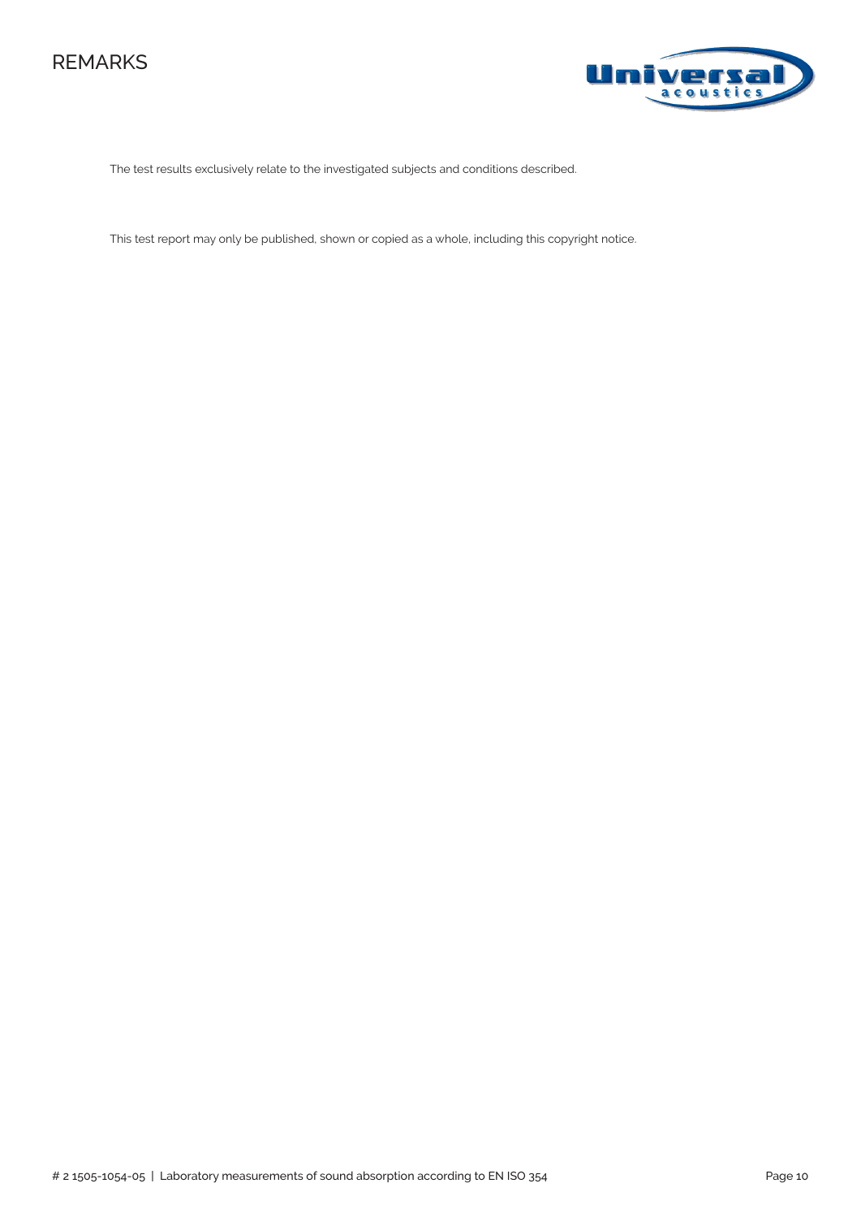# REMARKS

The test results exclusively relate to the investigated subjects and conditions described.

This test report may only be published, shown or copied as a whole, including this copyright notice.